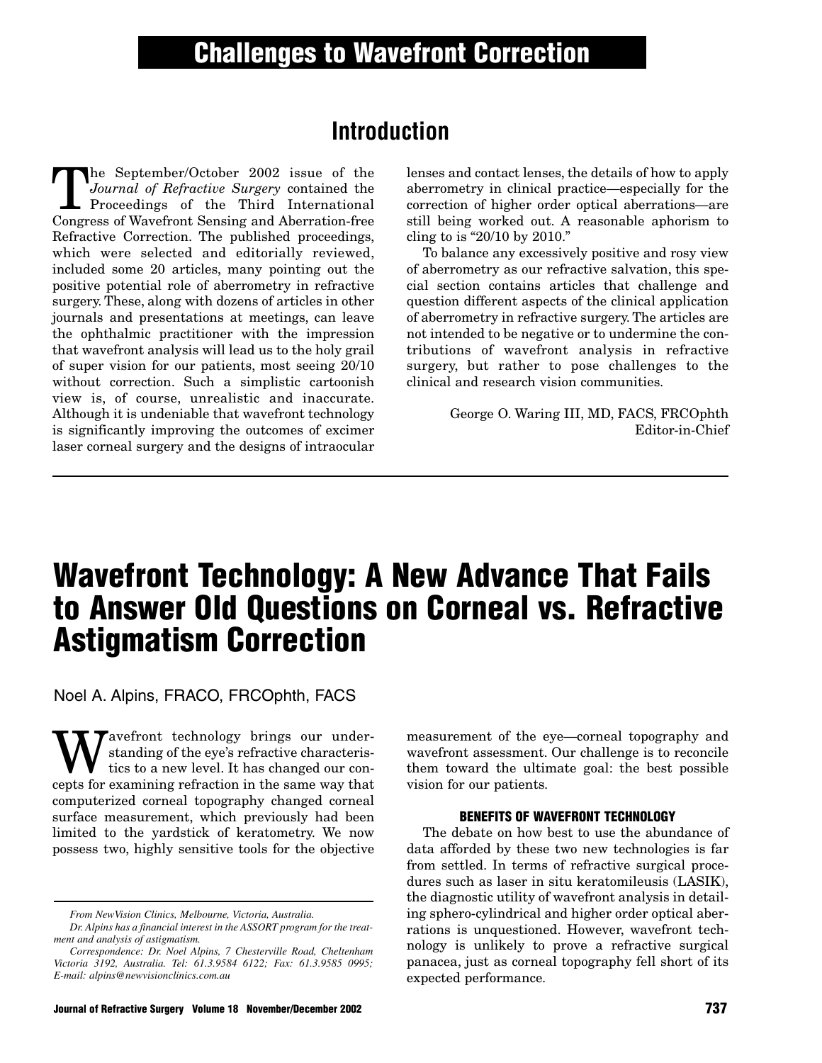# Challenges to Wavefront Correction

## Introduction

The September/October 2002 issue of the *Journal of Refractive Surgery* contained the Proceedings of the Third International Congress of Wavefront Sensing and Aberration-free Refractive Correction. The published proceedings, which were selected and editorially reviewed, included some 20 articles, many pointing out the positive potential role of aberrometry in refractive surgery. These, along with dozens of articles in other journals and presentations at meetings, can leave the ophthalmic practitioner with the impression that wavefront analysis will lead us to the holy grail of super vision for our patients, most seeing 20/10 without correction. Such a simplistic cartoonish view is, of course, unrealistic and inaccurate. Although it is undeniable that wavefront technology is significantly improving the outcomes of excimer laser corneal surgery and the designs of intraocular lenses and contact lenses, the details of how to apply aberrometry in clinical practice—especially for the correction of higher order optical aberrations—are still being worked out. A reasonable aphorism to cling to is "20/10 by 2010."

To balance any excessively positive and rosy view of aberrometry as our refractive salvation, this special section contains articles that challenge and question different aspects of the clinical application of aberrometry in refractive surgery. The articles are not intended to be negative or to undermine the contributions of wavefront analysis in refractive surgery, but rather to pose challenges to the clinical and research vision communities.

George O. Waring III, MD, FACS, FRCOphth
Editor-in-Chief

# Wavefront Technology: A New Advance That Fails to Answer Old Questions on Corneal vs. Refractive Astigmatism Correction

Noel A. Alpins, FRACO, FRCOphth, FACS

Wavefront technology brings our understanding of the eye's refractive characteristics to a new level. It has changed our concepts for examining refraction in the same way that computerized corneal topography changed corneal surface measurement, which previously had been limited to the yardstick of keratometry. We now possess two, highly sensitive tools for the objective measurement of the eye—corneal topography and wavefront assessment. Our challenge is to reconcile them toward the ultimate goal: the best possible vision for our patients.

### BENEFITS OF WAVEFRONT TECHNOLOGY

The debate on how best to use the abundance of data afforded by these two new technologies is far from settled. In terms of refractive surgical procedures such as laser in situ keratomileusis (LASIK), the diagnostic utility of wavefront analysis in detailing sphero-cylindrical and higher order optical aberrations is unquestioned. However, wavefront technology is unlikely to prove a refractive surgical panacea, just as corneal topography fell short of its expected performance.

*From NewVision Clinics, Melbourne, Victoria, Australia.*

*Dr. Alpins has a financial interest in the ASSORT program for the treatment and analysis of astigmatism.*

*Correspondence: Dr. Noel Alpins, 7 Chesterville Road, Cheltenham Victoria 3192, Australia. Tel: 61.3.9584 6122; Fax: 61.3.9585 0995; E-mail: alpins@newvisionclinics.com.au*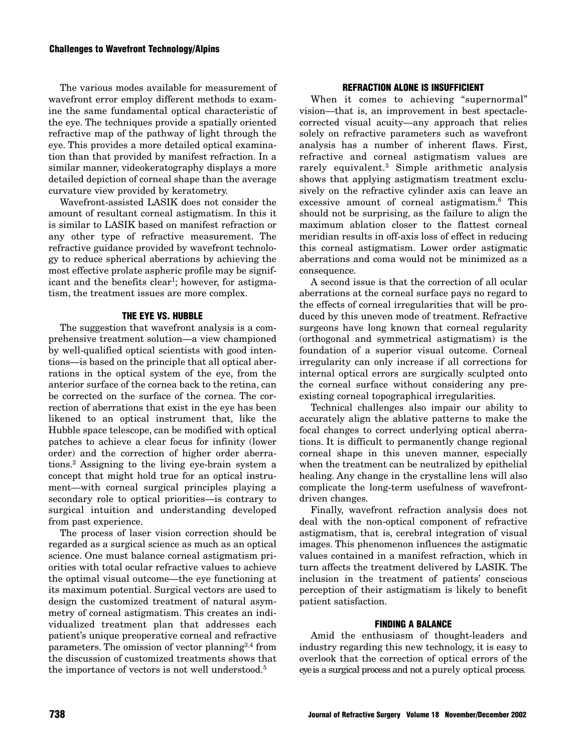The various modes available for measurement of wavefront error employ different methods to examine the same fundamental optical characteristic of the eye. The techniques provide a spatially oriented refractive map of the pathway of light through the eye. This provides a more detailed optical examination than that provided by manifest refraction. In a similar manner, videokeratography displays a more detailed depiction of corneal shape than the average curvature view provided by keratometry.

Wavefront-assisted LASIK does not consider the amount of resultant corneal astigmatism. In this it is similar to LASIK based on manifest refraction or any other type of refractive measurement. The refractive guidance provided by wavefront technology to reduce spherical aberrations by achieving the most effective prolate aspheric profile may be significant and the benefits clear[1]; however, for astigmatism, the treatment issues are more complex.

## THE EYE VS. HUBBLE

The suggestion that wavefront analysis is a comprehensive treatment solution—a view championed by well-qualified optical scientists with good intentions—is based on the principle that all optical aberrations in the optical system of the eye, from the anterior surface of the cornea back to the retina, can be corrected on the surface of the cornea. The correction of aberrations that exist in the eye has been likened to an optical instrument that, like the Hubble space telescope, can be modified with optical patches to achieve a clear focus for infinity (lower order) and the correction of higher order aberrations.[2] Assigning to the living eye-brain system a concept that might hold true for an optical instrument—with corneal surgical principles playing a secondary role to optical priorities—is contrary to surgical intuition and understanding developed from past experience.

The process of laser vision correction should be regarded as a surgical science as much as an optical science. One must balance corneal astigmatism priorities with total ocular refractive values to achieve the optimal visual outcome—the eye functioning at its maximum potential. Surgical vectors are used to design the customized treatment of natural asymmetry of corneal astigmatism. This creates an individualized treatment plan that addresses each patient's unique preoperative corneal and refractive parameters. The omission of vector planning[3,4] from the discussion of customized treatments shows that the importance of vectors is not well understood.[5]

## REFRACTION ALONE IS INSUFFICIENT

When it comes to achieving "supernormal" vision—that is, an improvement in best spectacle-corrected visual acuity—any approach that relies solely on refractive parameters such as wavefront analysis has a number of inherent flaws. First, refractive and corneal astigmatism values are rarely equivalent.[3] Simple arithmetic analysis shows that applying astigmatism treatment exclusively on the refractive cylinder axis can leave an excessive amount of corneal astigmatism.[6] This should not be surprising, as the failure to align the maximum ablation closer to the flattest corneal meridian results in off-axis loss of effect in reducing this corneal astigmatism. Lower order astigmatic aberrations and coma would not be minimized as a consequence.

A second issue is that the correction of all ocular aberrations at the corneal surface pays no regard to the effects of corneal irregularities that will be produced by this uneven mode of treatment. Refractive surgeons have long known that corneal regularity (orthogonal and symmetrical astigmatism) is the foundation of a superior visual outcome. Corneal irregularity can only increase if all corrections for internal optical errors are surgically sculpted onto the corneal surface without considering any preexisting corneal topographical irregularities.

Technical challenges also impair our ability to accurately align the ablative patterns to make the focal changes to correct underlying optical aberrations. It is difficult to permanently change regional corneal shape in this uneven manner, especially when the treatment can be neutralized by epithelial healing. Any change in the crystalline lens will also complicate the long-term usefulness of wavefront-driven changes.

Finally, wavefront refraction analysis does not deal with the non-optical component of refractive astigmatism, that is, cerebral integration of visual images. This phenomenon influences the astigmatic values contained in a manifest refraction, which in turn affects the treatment delivered by LASIK. The inclusion in the treatment of patients' conscious perception of their astigmatism is likely to benefit patient satisfaction.

## FINDING A BALANCE

Amid the enthusiasm of thought-leaders and industry regarding this new technology, it is easy to overlook that the correction of optical errors of the eye is a surgical process and not a purely optical process.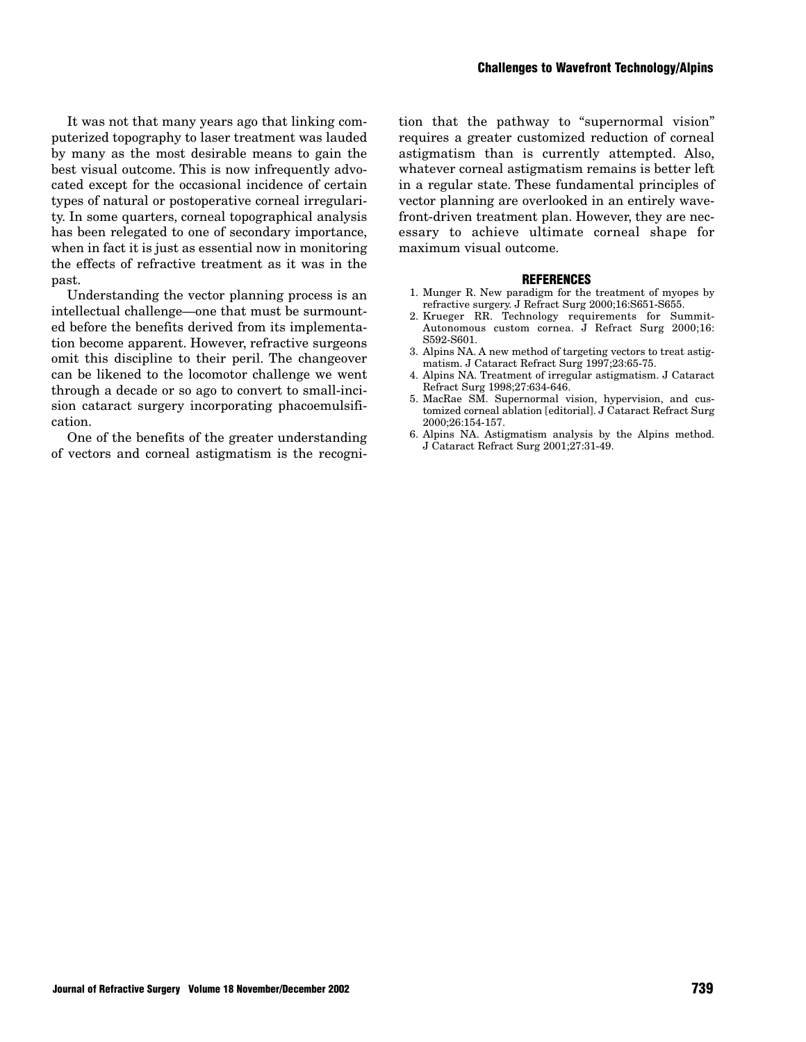It was not that many years ago that linking computerized topography to laser treatment was lauded by many as the most desirable means to gain the best visual outcome. This is now infrequently advocated except for the occasional incidence of certain types of natural or postoperative corneal irregularity. In some quarters, corneal topographical analysis has been relegated to one of secondary importance, when in fact it is just as essential now in monitoring the effects of refractive treatment as it was in the past.

Understanding the vector planning process is an intellectual challenge—one that must be surmounted before the benefits derived from its implementation become apparent. However, refractive surgeons omit this discipline to their peril. The changeover can be likened to the locomotor challenge we went through a decade or so ago to convert to small-incision cataract surgery incorporating phacoemulsification.

One of the benefits of the greater understanding of vectors and corneal astigmatism is the recognition that the pathway to "supernormal vision" requires a greater customized reduction of corneal astigmatism than is currently attempted. Also, whatever corneal astigmatism remains is better left in a regular state. These fundamental principles of vector planning are overlooked in an entirely wavefront-driven treatment plan. However, they are necessary to achieve ultimate corneal shape for maximum visual outcome.

## REFERENCES

1. Munger R. New paradigm for the treatment of myopes by refractive surgery. J Refract Surg 2000;16:S651-S655.
2. Krueger RR. Technology requirements for Summit-Autonomous custom cornea. J Refract Surg 2000;16: S592-S601.
3. Alpins NA. A new method of targeting vectors to treat astigmatism. J Cataract Refract Surg 1997;23:65-75.
4. Alpins NA. Treatment of irregular astigmatism. J Cataract Refract Surg 1998;27:634-646.
5. MacRae SM. Supernormal vision, hypervision, and customized corneal ablation [editorial]. J Cataract Refract Surg 2000;26:154-157.
6. Alpins NA. Astigmatism analysis by the Alpins method. J Cataract Refract Surg 2001;27:31-49.